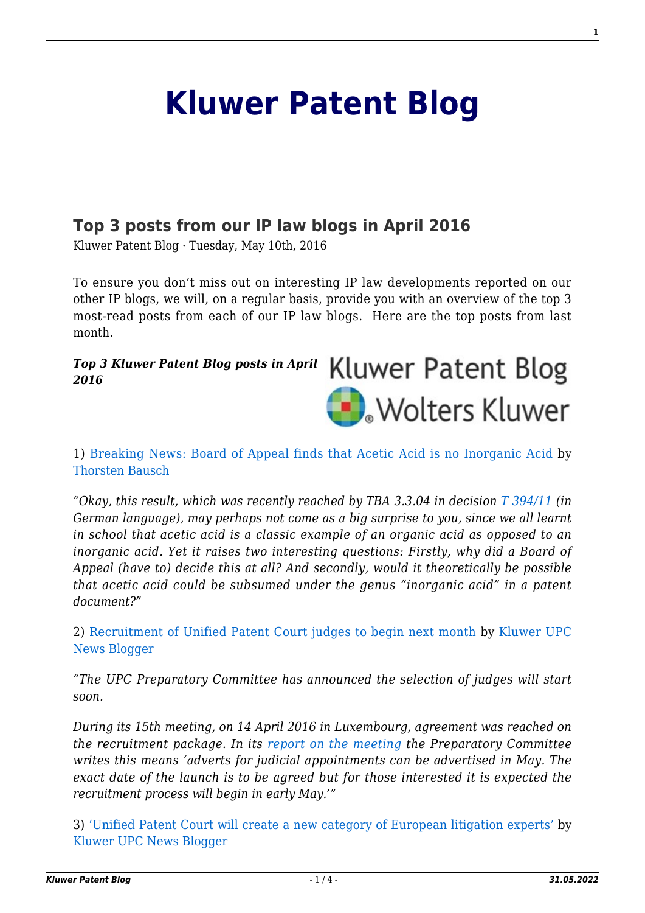# Kluwer Patent Blog

## Top 3 posts from our IP law blogs in April 2016

Kluwer Patent Blog · Tuesday, May 10th, 2016

To ensure you don't miss out on interesting IP law developments reported on our other IP blogs, we will, on a regular basis, provide you with an overview of the top 3 most-read posts from each of our IP law blogs. Here are the top posts from last month.

***Top 3 Kluwer Patent Blog posts in April 2016***

1) Breaking News: Board of Appeal finds that Acetic Acid is no Inorganic Acid by Thorsten Bausch

*"Okay, this result, which was recently reached by TBA 3.3.04 in decision T 394/11 (in German language), may perhaps not come as a big surprise to you, since we all learnt in school that acetic acid is a classic example of an organic acid as opposed to an inorganic acid. Yet it raises two interesting questions: Firstly, why did a Board of Appeal (have to) decide this at all? And secondly, would it theoretically be possible that acetic acid could be subsumed under the genus "inorganic acid" in a patent document?"*

2) Recruitment of Unified Patent Court judges to begin next month by Kluwer UPC News Blogger

*"The UPC Preparatory Committee has announced the selection of judges will start soon.*

*During its 15th meeting, on 14 April 2016 in Luxembourg, agreement was reached on the recruitment package. In its report on the meeting the Preparatory Committee writes this means 'adverts for judicial appointments can be advertised in May. The exact date of the launch is to be agreed but for those interested it is expected the recruitment process will begin in early May.'"*

3) 'Unified Patent Court will create a new category of European litigation experts' by Kluwer UPC News Blogger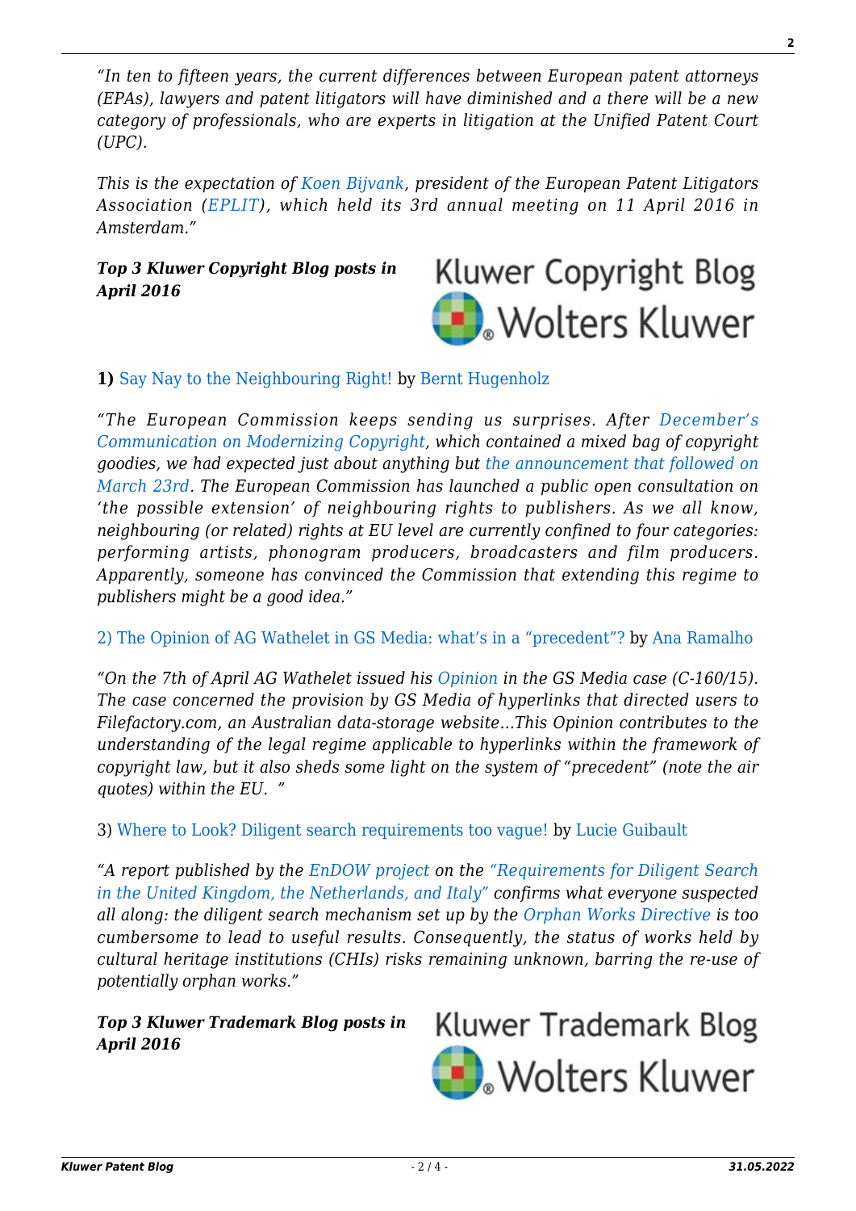*"In ten to fifteen years, the current differences between European patent attorneys (EPAs), lawyers and patent litigators will have diminished and a there will be a new category of professionals, who are experts in litigation at the Unified Patent Court (UPC).*

*This is the expectation of Koen Bijvank, president of the European Patent Litigators Association (EPLIT), which held its 3rd annual meeting on 11 April 2016 in Amsterdam."*

***Top 3 Kluwer Copyright Blog posts in April 2016***

**1)** Say Nay to the Neighbouring Right! by Bernt Hugenholtz

*"The European Commission keeps sending us surprises. After December's Communication on Modernizing Copyright, which contained a mixed bag of copyright goodies, we had expected just about anything but the announcement that followed on March 23rd. The European Commission has launched a public open consultation on 'the possible extension' of neighbouring rights to publishers. As we all know, neighbouring (or related) rights at EU level are currently confined to four categories: performing artists, phonogram producers, broadcasters and film producers. Apparently, someone has convinced the Commission that extending this regime to publishers might be a good idea."*

2) The Opinion of AG Wathelet in GS Media: what's in a "precedent"? by Ana Ramalho

*"On the 7th of April AG Wathelet issued his Opinion in the GS Media case (C-160/15). The case concerned the provision by GS Media of hyperlinks that directed users to Filefactory.com, an Australian data-storage website…This Opinion contributes to the understanding of the legal regime applicable to hyperlinks within the framework of copyright law, but it also sheds some light on the system of "precedent" (note the air quotes) within the EU. "*

3) Where to Look? Diligent search requirements too vague! by Lucie Guibault

*"A report published by the EnDOW project on the "Requirements for Diligent Search in the United Kingdom, the Netherlands, and Italy" confirms what everyone suspected all along: the diligent search mechanism set up by the Orphan Works Directive is too cumbersome to lead to useful results. Consequently, the status of works held by cultural heritage institutions (CHIs) risks remaining unknown, barring the re-use of potentially orphan works."*

***Top 3 Kluwer Trademark Blog posts in April 2016***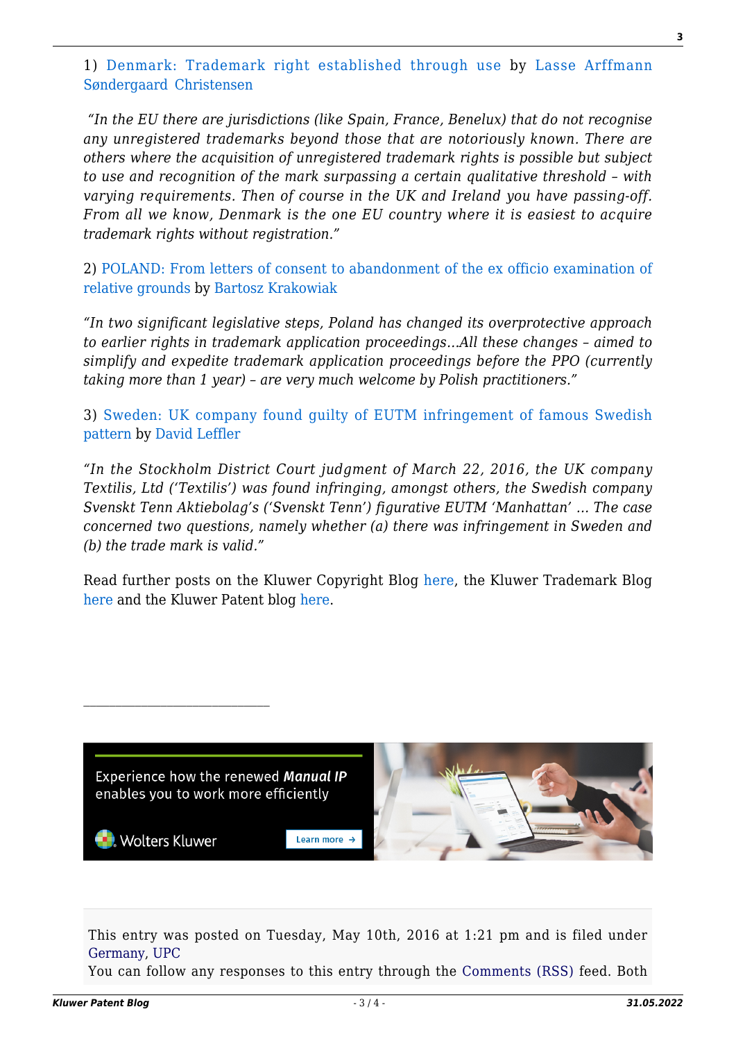1) Denmark: Trademark right established through use by Lasse Arffmann Søndergaard Christensen

*"In the EU there are jurisdictions (like Spain, France, Benelux) that do not recognise any unregistered trademarks beyond those that are notoriously known. There are others where the acquisition of unregistered trademark rights is possible but subject to use and recognition of the mark surpassing a certain qualitative threshold – with varying requirements. Then of course in the UK and Ireland you have passing-off. From all we know, Denmark is the one EU country where it is easiest to acquire trademark rights without registration."*

2) POLAND: From letters of consent to abandonment of the ex officio examination of relative grounds by Bartosz Krakowiak

*"In two significant legislative steps, Poland has changed its overprotective approach to earlier rights in trademark application proceedings…All these changes – aimed to simplify and expedite trademark application proceedings before the PPO (currently taking more than 1 year) – are very much welcome by Polish practitioners."*

3) Sweden: UK company found guilty of EUTM infringement of famous Swedish pattern by David Leffler

*"In the Stockholm District Court judgment of March 22, 2016, the UK company Textilis, Ltd ('Textilis') was found infringing, amongst others, the Swedish company Svenskt Tenn Aktiebolag's ('Svenskt Tenn') figurative EUTM 'Manhattan' … The case concerned two questions, namely whether (a) there was infringement in Sweden and (b) the trade mark is valid."*

Read further posts on the Kluwer Copyright Blog here, the Kluwer Trademark Blog here and the Kluwer Patent blog here.

---

Experience how the renewed ***Manual IP*** enables you to work more efficiently

Wolters Kluwer

Learn more →

This entry was posted on Tuesday, May 10th, 2016 at 1:21 pm and is filed under Germany, UPC
You can follow any responses to this entry through the Comments (RSS) feed. Both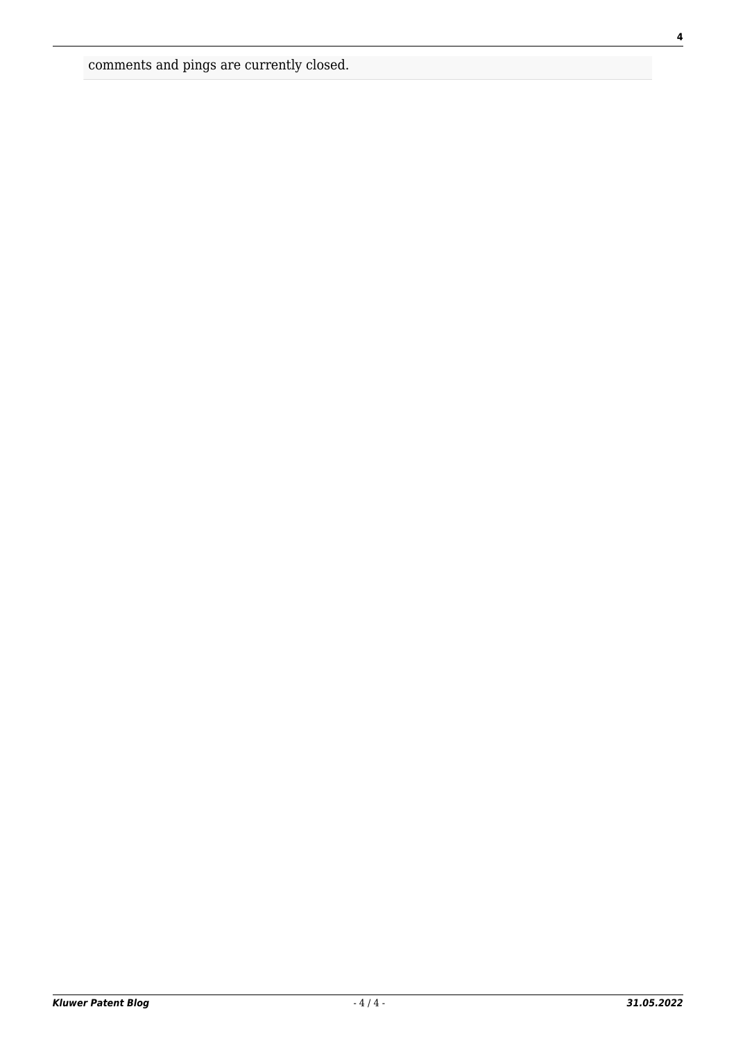comments and pings are currently closed.